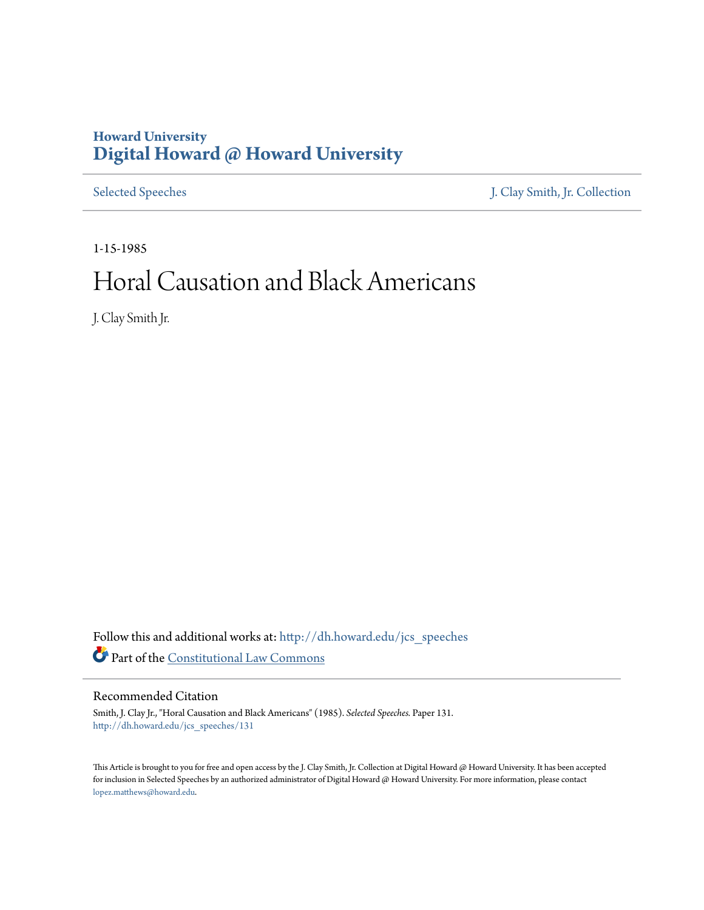# Howard University
# Digital Howard @ Howard University

Selected Speeches | J. Clay Smith, Jr. Collection

1-15-1985

# Horal Causation and Black Americans

J. Clay Smith Jr.

Follow this and additional works at: http://dh.howard.edu/jcs_speeches

Part of the Constitutional Law Commons

## Recommended Citation

Smith, J. Clay Jr., "Horal Causation and Black Americans" (1985). *Selected Speeches.* Paper 131.
http://dh.howard.edu/jcs_speeches/131

This Article is brought to you for free and open access by the J. Clay Smith, Jr. Collection at Digital Howard @ Howard University. It has been accepted for inclusion in Selected Speeches by an authorized administrator of Digital Howard @ Howard University. For more information, please contact lopez.matthews@howard.edu.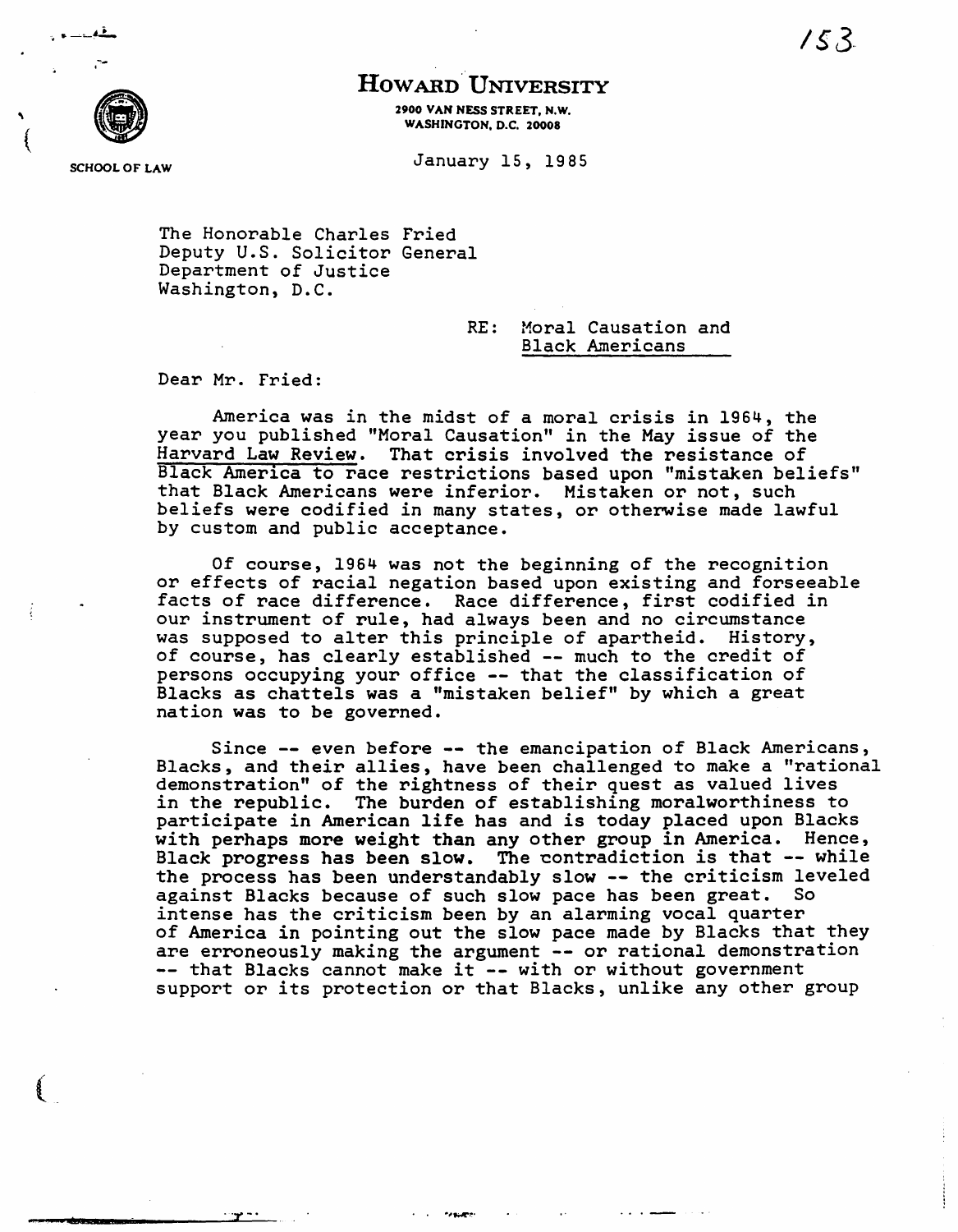# Howard University

2900 VAN NESS STREET, N.W.
WASHINGTON, D.C. 20008

SCHOOL OF LAW

January 15, 1985

The Honorable Charles Fried
Deputy U.S. Solicitor General
Department of Justice
Washington, D.C.

RE: Moral Causation and Black Americans

Dear Mr. Fried:

America was in the midst of a moral crisis in 1964, the year you published "Moral Causation" in the May issue of the Harvard Law Review. That crisis involved the resistance of Black America to race restrictions based upon "mistaken beliefs" that Black Americans were inferior. Mistaken or not, such beliefs were codified in many states, or otherwise made lawful by custom and public acceptance.

Of course, 1964 was not the beginning of the recognition or effects of racial negation based upon existing and forseeable facts of race difference. Race difference, first codified in our instrument of rule, had always been and no circumstance was supposed to alter this principle of apartheid. History, of course, has clearly established -- much to the credit of persons occupying your office -- that the classification of Blacks as chattels was a "mistaken belief" by which a great nation was to be governed.

Since -- even before -- the emancipation of Black Americans, Blacks, and their allies, have been challenged to make a "rational demonstration" of the rightness of their quest as valued lives in the republic. The burden of establishing moralworthiness to participate in American life has and is today placed upon Blacks with perhaps more weight than any other group in America. Hence, Black progress has been slow. The contradiction is that -- while the process has been understandably slow -- the criticism leveled against Blacks because of such slow pace has been great. So intense has the criticism been by an alarming vocal quarter of America in pointing out the slow pace made by Blacks that they are erroneously making the argument -- or rational demonstration -- that Blacks cannot make it -- with or without government support or its protection or that Blacks, unlike any other group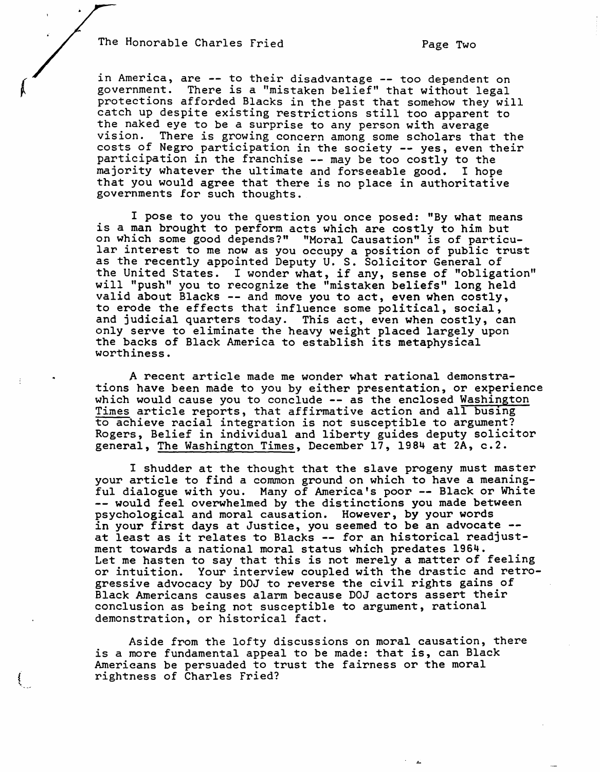in America, are -- to their disadvantage -- too dependent on government. There is a "mistaken belief" that without legal protections afforded Blacks in the past that somehow they will catch up despite existing restrictions still too apparent to the naked eye to be a surprise to any person with average vision. There is growing concern among some scholars that the costs of Negro participation in the society -- yes, even their participation in the franchise -- may be too costly to the majority whatever the ultimate and forseeable good. I hope that you would agree that there is no place in authoritative governments for such thoughts.

I pose to you the question you once posed: "By what means is a man brought to perform acts which are costly to him but on which some good depends?" "Moral Causation" is of particular interest to me now as you occupy a position of public trust as the recently appointed Deputy U. S. Solicitor General of the United States. I wonder what, if any, sense of "obligation" will "push" you to recognize the "mistaken beliefs" long held valid about Blacks -- and move you to act, even when costly, to erode the effects that influence some political, social, and judicial quarters today. This act, even when costly, can only serve to eliminate the heavy weight placed largely upon the backs of Black America to establish its metaphysical worthiness.

A recent article made me wonder what rational demonstrations have been made to you by either presentation, or experience which would cause you to conclude -- as the enclosed Washington Times article reports, that affirmative action and all busing to achieve racial integration is not susceptible to argument? Rogers, Belief in individual and liberty guides deputy solicitor general, The Washington Times, December 17, 1984 at 2A, c.2.

I shudder at the thought that the slave progeny must master your article to find a common ground on which to have a meaningful dialogue with you. Many of America's poor -- Black or White -- would feel overwhelmed by the distinctions you made between psychological and moral causation. However, by your words in your first days at Justice, you seemed to be an advocate -- at least as it relates to Blacks -- for an historical readjustment towards a national moral status which predates 1964. Let me hasten to say that this is not merely a matter of feeling or intuition. Your interview coupled with the drastic and retrogressive advocacy by DOJ to reverse the civil rights gains of Black Americans causes alarm because DOJ actors assert their conclusion as being not susceptible to argument, rational demonstration, or historical fact.

Aside from the lofty discussions on moral causation, there is a more fundamental appeal to be made: that is, can Black Americans be persuaded to trust the fairness or the moral rightness of Charles Fried?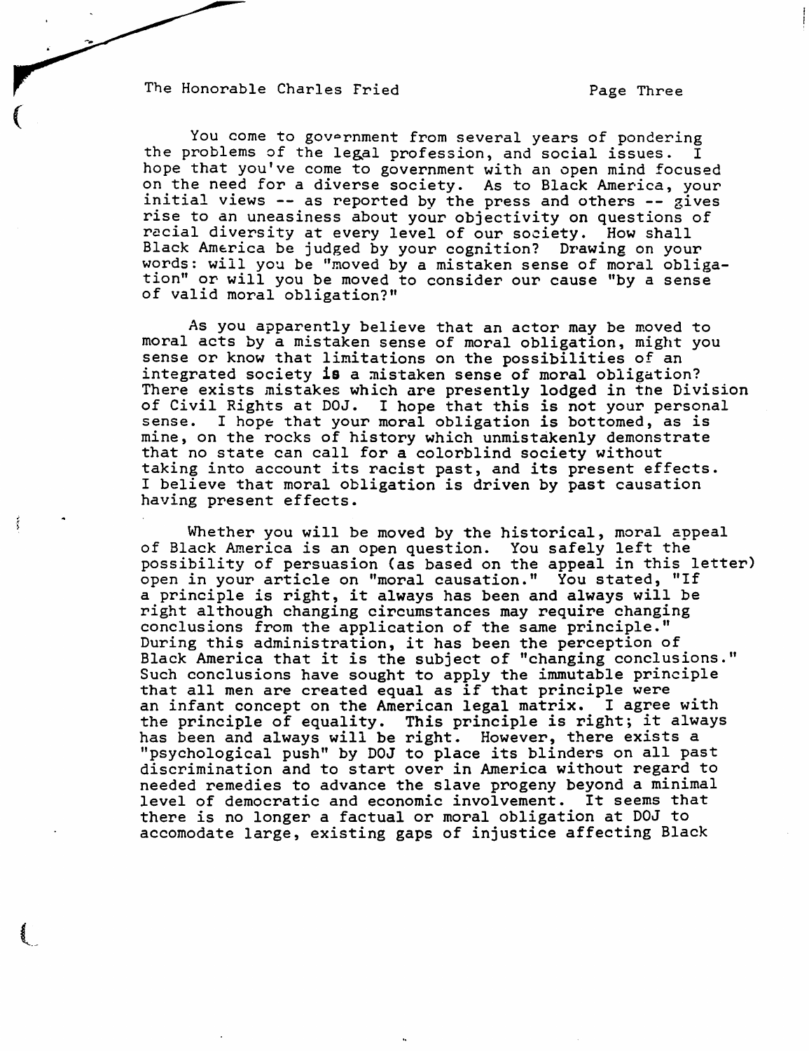You come to government from several years of pondering the problems of the legal profession, and social issues. I hope that you've come to government with an open mind focused on the need for a diverse society. As to Black America, your initial views -- as reported by the press and others -- gives rise to an uneasiness about your objectivity on questions of racial diversity at every level of our society. How shall Black America be judged by your cognition? Drawing on your words: will you be "moved by a mistaken sense of moral obligation" or will you be moved to consider our cause "by a sense of valid moral obligation?"

As you apparently believe that an actor may be moved to moral acts by a mistaken sense of moral obligation, might you sense or know that limitations on the possibilities of an integrated society **is** a mistaken sense of moral obligation? There exists mistakes which are presently lodged in the Division of Civil Rights at DOJ. I hope that this is not your personal sense. I hope that your moral obligation is bottomed, as is mine, on the rocks of history which unmistakenly demonstrate that no state can call for a colorblind society without taking into account its racist past, and its present effects. I believe that moral obligation is driven by past causation having present effects.

Whether you will be moved by the historical, moral appeal of Black America is an open question. You safely left the possibility of persuasion (as based on the appeal in this letter) open in your article on "moral causation." You stated, "If a principle is right, it always has been and always will be right although changing circumstances may require changing conclusions from the application of the same principle." During this administration, it has been the perception of Black America that it is the subject of "changing conclusions." Such conclusions have sought to apply the immutable principle that all men are created equal as if that principle were an infant concept on the American legal matrix. I agree with the principle of equality. This principle is right; it always has been and always will be right. However, there exists a "psychological push" by DOJ to place its blinders on all past discrimination and to start over in America without regard to needed remedies to advance the slave progeny beyond a minimal level of democratic and economic involvement. It seems that there is no longer a factual or moral obligation at DOJ to accomodate large, existing gaps of injustice affecting Black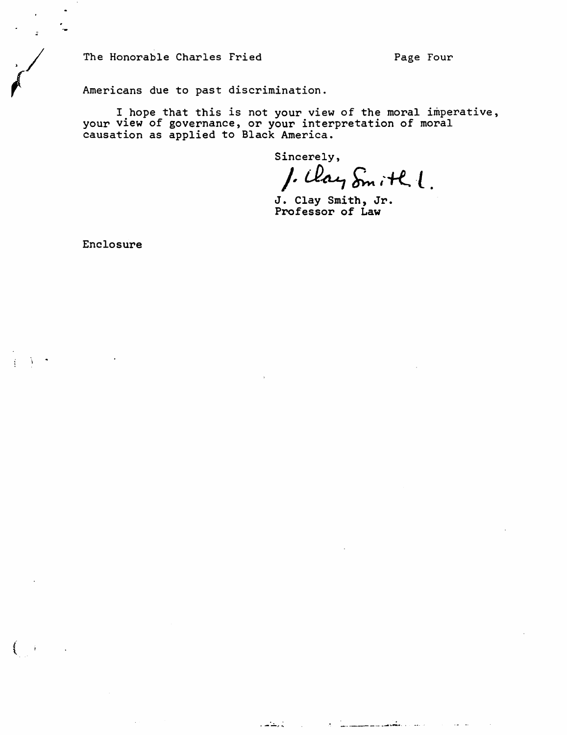Americans due to past discrimination.

I hope that this is not your view of the moral imperative, your view of governance, or your interpretation of moral causation as applied to Black America.

Sincerely,

J. Clay Smith, Jr.
Professor of Law

Enclosure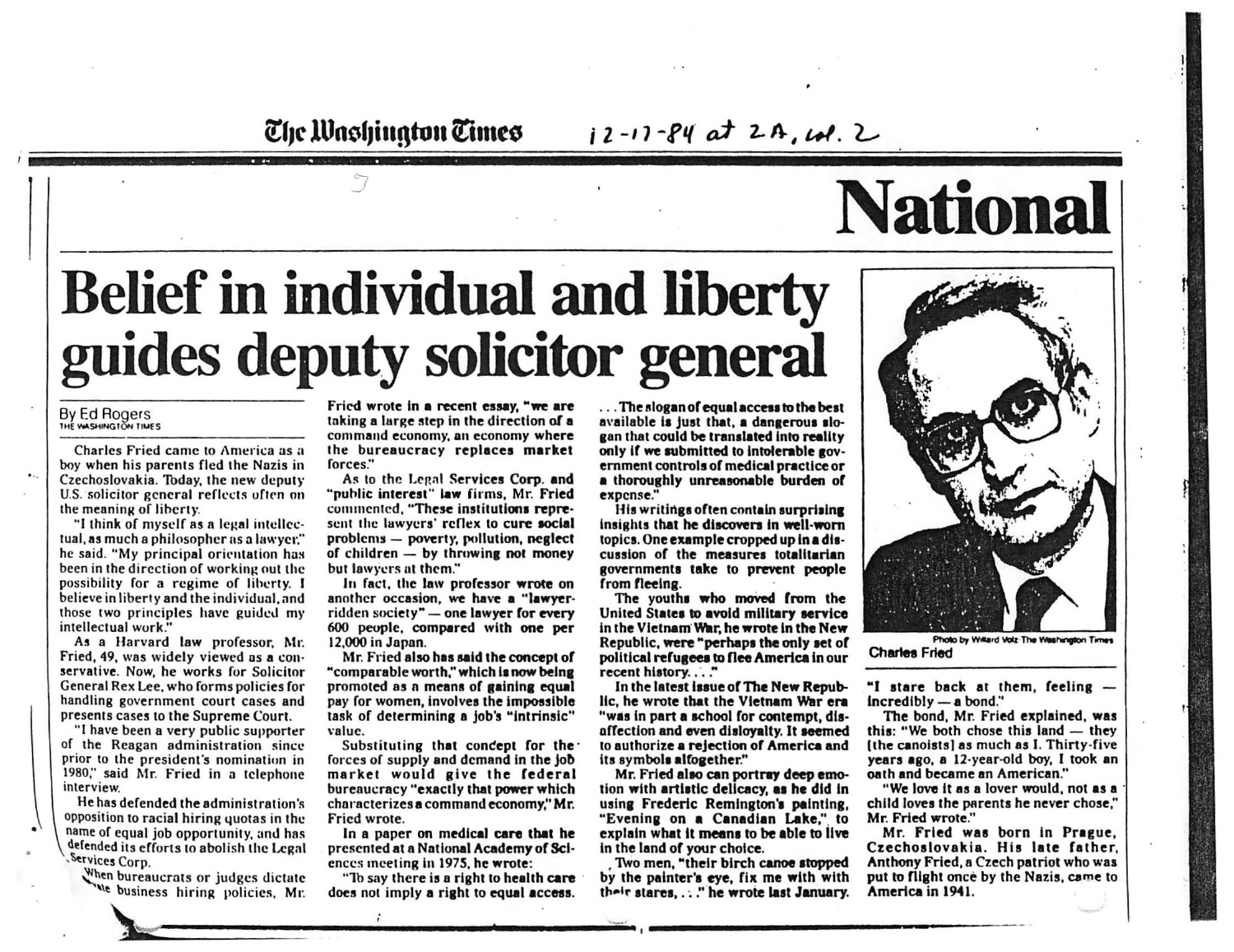The Washington Times 12-17-84 at 2A, col. 2

# National

# Belief in individual and liberty guides deputy solicitor general

By Ed Rogers
THE WASHINGTON TIMES

Charles Fried came to America as a boy when his parents fled the Nazis in Czechoslovakia. Today, the new deputy U.S. solicitor general reflects often on the meaning of liberty.

"I think of myself as a legal intellectual, as much a philosopher as a lawyer," he said. "My principal orientation has been in the direction of working out the possibility for a regime of liberty. I believe in liberty and the individual, and those two principles have guided my intellectual work."

As a Harvard law professor, Mr. Fried, 49, was widely viewed as a conservative. Now, he works for Solicitor General Rex Lee, who forms policies for handling government court cases and presents cases to the Supreme Court.

"I have been a very public supporter of the Reagan administration since prior to the president's nomination in 1980," said Mr. Fried in a telephone interview.

He has defended the administration's opposition to racial hiring quotas in the name of equal job opportunity, and has defended its efforts to abolish the Legal Services Corp.

When bureaucrats or judges dictate private business hiring policies, Mr. Fried wrote in a recent essay, "we are taking a large step in the direction of a command economy, an economy where the bureaucracy replaces market forces."

As to the Legal Services Corp. and "public interest" law firms, Mr. Fried commented, "These institutions represent the lawyers' reflex to cure social problems — poverty, pollution, neglect of children — by throwing not money but lawyers at them."

In fact, the law professor wrote on another occasion, we have a "lawyer-ridden society" — one lawyer for every 600 people, compared with one per 12,000 in Japan.

Mr. Fried also has said the concept of "comparable worth," which is now being promoted as a means of gaining equal pay for women, involves the impossible task of determining a job's "intrinsic" value.

Substituting that concept for the forces of supply and demand in the job market would give the federal bureaucracy "exactly that power which characterizes a command economy," Mr. Fried wrote.

In a paper on medical care that he presented at a National Academy of Sciences meeting in 1975, he wrote:

"To say there is a right to health care does not imply a right to equal access. . . . The slogan of equal access to the best available is just that, a dangerous slogan that could be translated into reality only if we submitted to intolerable government controls of medical practice or a thoroughly unreasonable burden of expense."

His writings often contain surprising insights that he discovers in well-worn topics. One example cropped up in a discussion of the measures totalitarian governments take to prevent people from fleeing.

The youths who moved from the United States to avoid military service in the Vietnam War, he wrote in the New Republic, were "perhaps the only set of political refugees to flee America in our recent history. . . ."

In the latest issue of The New Republic, he wrote that the Vietnam War era "was in part a school for contempt, disaffection and even disloyalty. It seemed to authorize a rejection of America and its symbols altogether."

Mr. Fried also can portray deep emotion with artistic delicacy, as he did in using Frederic Remington's painting, "Evening on a Canadian Lake," to explain what it means to be able to live in the land of your choice.

Two men, "their birch canoe stopped by the painter's eye, fix me with with their stares, . . ." he wrote last January.

Photo by Willard Volz The Washington Times
Charles Fried

"I stare back at them, feeling — incredibly — a bond."

The bond, Mr. Fried explained, was this: "We both chose this land — they [the canoists] as much as I. Thirty-five years ago, a 12-year-old boy, I took an oath and became an American."

"We love it as a lover would, not as a child loves the parents he never chose," Mr. Fried wrote."

Mr. Fried was born in Prague, Czechoslovakia. His late father, Anthony Fried, a Czech patriot who was put to flight once by the Nazis, came to America in 1941.